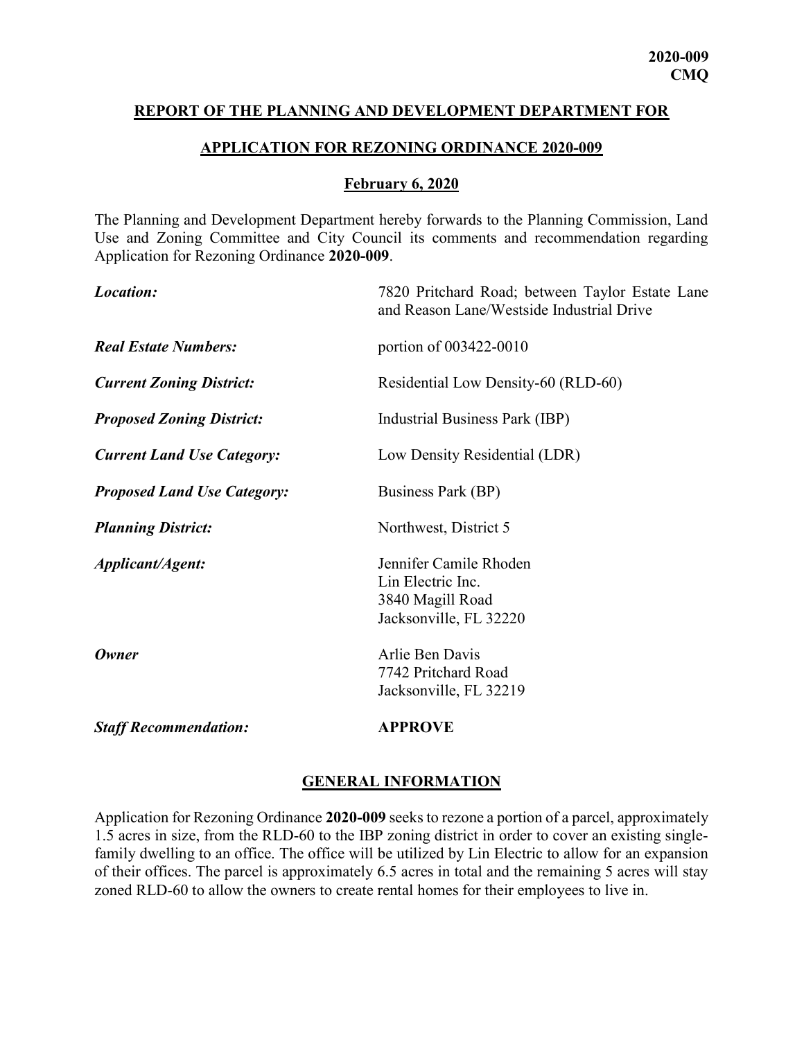**2020-009**
**CMQ**

## REPORT OF THE PLANNING AND DEVELOPMENT DEPARTMENT FOR

## APPLICATION FOR REZONING ORDINANCE 2020-009

## February 6, 2020

The Planning and Development Department hereby forwards to the Planning Commission, Land Use and Zoning Committee and City Council its comments and recommendation regarding Application for Rezoning Ordinance **2020-009**.

| | |
|---|---|
| ***Location:*** | 7820 Pritchard Road; between Taylor Estate Lane and Reason Lane/Westside Industrial Drive |
| ***Real Estate Numbers:*** | portion of 003422-0010 |
| ***Current Zoning District:*** | Residential Low Density-60 (RLD-60) |
| ***Proposed Zoning District:*** | Industrial Business Park (IBP) |
| ***Current Land Use Category:*** | Low Density Residential (LDR) |
| ***Proposed Land Use Category:*** | Business Park (BP) |
| ***Planning District:*** | Northwest, District 5 |
| ***Applicant/Agent:*** | Jennifer Camile Rhoden<br>Lin Electric Inc.<br>3840 Magill Road<br>Jacksonville, FL 32220 |
| ***Owner*** | Arlie Ben Davis<br>7742 Pritchard Road<br>Jacksonville, FL 32219 |
| ***Staff Recommendation:*** | **APPROVE** |

## GENERAL INFORMATION

Application for Rezoning Ordinance **2020-009** seeks to rezone a portion of a parcel, approximately 1.5 acres in size, from the RLD-60 to the IBP zoning district in order to cover an existing single-family dwelling to an office. The office will be utilized by Lin Electric to allow for an expansion of their offices. The parcel is approximately 6.5 acres in total and the remaining 5 acres will stay zoned RLD-60 to allow the owners to create rental homes for their employees to live in.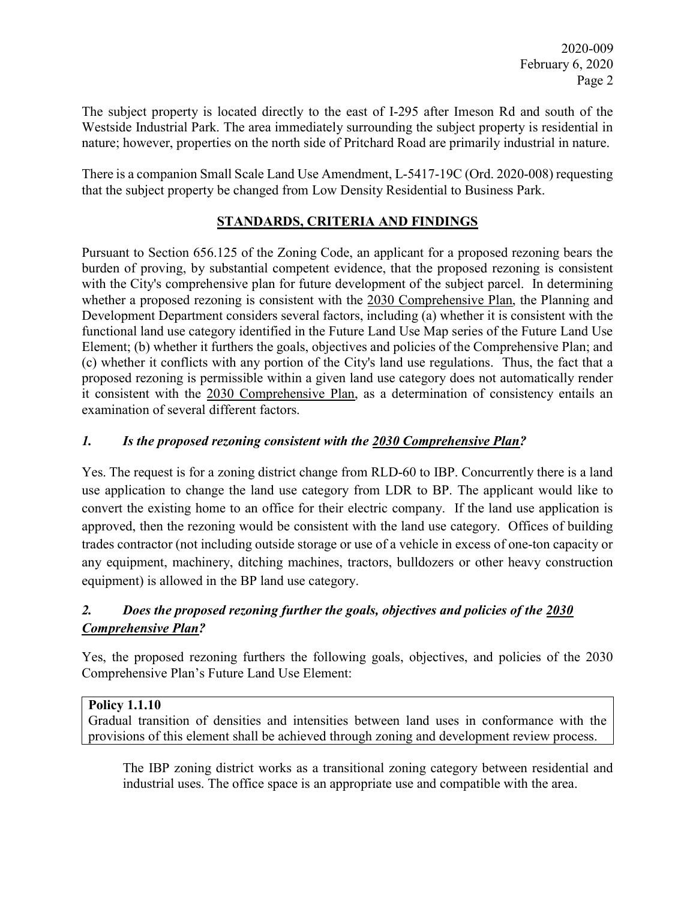The subject property is located directly to the east of I-295 after Imeson Rd and south of the Westside Industrial Park. The area immediately surrounding the subject property is residential in nature; however, properties on the north side of Pritchard Road are primarily industrial in nature.

There is a companion Small Scale Land Use Amendment, L-5417-19C (Ord. 2020-008) requesting that the subject property be changed from Low Density Residential to Business Park.

## STANDARDS, CRITERIA AND FINDINGS

Pursuant to Section 656.125 of the Zoning Code, an applicant for a proposed rezoning bears the burden of proving, by substantial competent evidence, that the proposed rezoning is consistent with the City's comprehensive plan for future development of the subject parcel. In determining whether a proposed rezoning is consistent with the 2030 Comprehensive Plan, the Planning and Development Department considers several factors, including (a) whether it is consistent with the functional land use category identified in the Future Land Use Map series of the Future Land Use Element; (b) whether it furthers the goals, objectives and policies of the Comprehensive Plan; and (c) whether it conflicts with any portion of the City's land use regulations. Thus, the fact that a proposed rezoning is permissible within a given land use category does not automatically render it consistent with the 2030 Comprehensive Plan, as a determination of consistency entails an examination of several different factors.

### *1. Is the proposed rezoning consistent with the 2030 Comprehensive Plan?*

Yes. The request is for a zoning district change from RLD-60 to IBP. Concurrently there is a land use application to change the land use category from LDR to BP. The applicant would like to convert the existing home to an office for their electric company. If the land use application is approved, then the rezoning would be consistent with the land use category. Offices of building trades contractor (not including outside storage or use of a vehicle in excess of one-ton capacity or any equipment, machinery, ditching machines, tractors, bulldozers or other heavy construction equipment) is allowed in the BP land use category.

### *2. Does the proposed rezoning further the goals, objectives and policies of the 2030 Comprehensive Plan?*

Yes, the proposed rezoning furthers the following goals, objectives, and policies of the 2030 Comprehensive Plan's Future Land Use Element:

**Policy 1.1.10**
Gradual transition of densities and intensities between land uses in conformance with the provisions of this element shall be achieved through zoning and development review process.

The IBP zoning district works as a transitional zoning category between residential and industrial uses. The office space is an appropriate use and compatible with the area.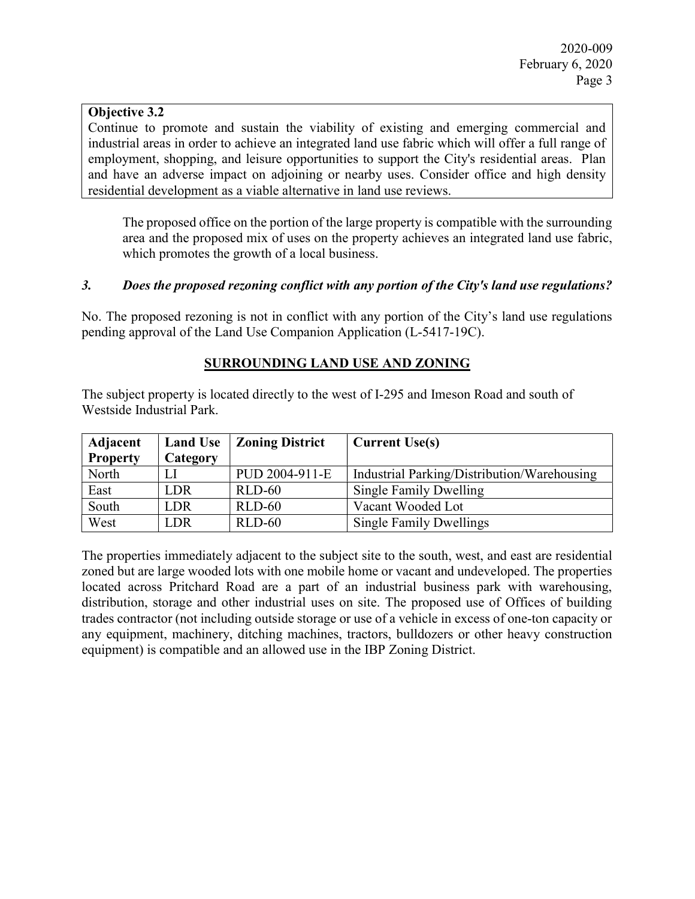**Objective 3.2**
Continue to promote and sustain the viability of existing and emerging commercial and industrial areas in order to achieve an integrated land use fabric which will offer a full range of employment, shopping, and leisure opportunities to support the City's residential areas. Plan and have an adverse impact on adjoining or nearby uses. Consider office and high density residential development as a viable alternative in land use reviews.

The proposed office on the portion of the large property is compatible with the surrounding area and the proposed mix of uses on the property achieves an integrated land use fabric, which promotes the growth of a local business.

***3. Does the proposed rezoning conflict with any portion of the City's land use regulations?***

No. The proposed rezoning is not in conflict with any portion of the City's land use regulations pending approval of the Land Use Companion Application (L-5417-19C).

## SURROUNDING LAND USE AND ZONING

The subject property is located directly to the west of I-295 and Imeson Road and south of Westside Industrial Park.

| Adjacent Property | Land Use Category | Zoning District | Current Use(s) |
|---|---|---|---|
| North | LI | PUD 2004-911-E | Industrial Parking/Distribution/Warehousing |
| East | LDR | RLD-60 | Single Family Dwelling |
| South | LDR | RLD-60 | Vacant Wooded Lot |
| West | LDR | RLD-60 | Single Family Dwellings |

The properties immediately adjacent to the subject site to the south, west, and east are residential zoned but are large wooded lots with one mobile home or vacant and undeveloped. The properties located across Pritchard Road are a part of an industrial business park with warehousing, distribution, storage and other industrial uses on site. The proposed use of Offices of building trades contractor (not including outside storage or use of a vehicle in excess of one-ton capacity or any equipment, machinery, ditching machines, tractors, bulldozers or other heavy construction equipment) is compatible and an allowed use in the IBP Zoning District.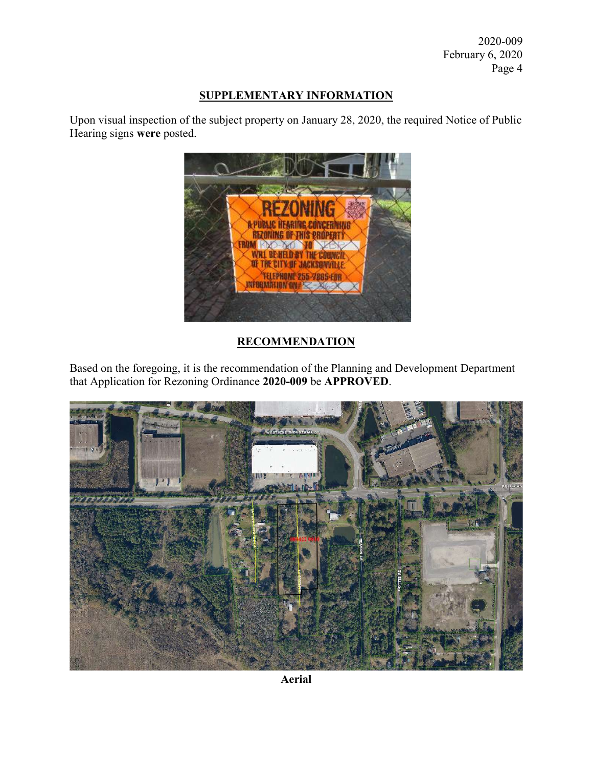## SUPPLEMENTARY INFORMATION

Upon visual inspection of the subject property on January 28, 2020, the required Notice of Public Hearing signs **were** posted.

## RECOMMENDATION

Based on the foregoing, it is the recommendation of the Planning and Development Department that Application for Rezoning Ordinance **2020-009** be **APPROVED**.

**Aerial**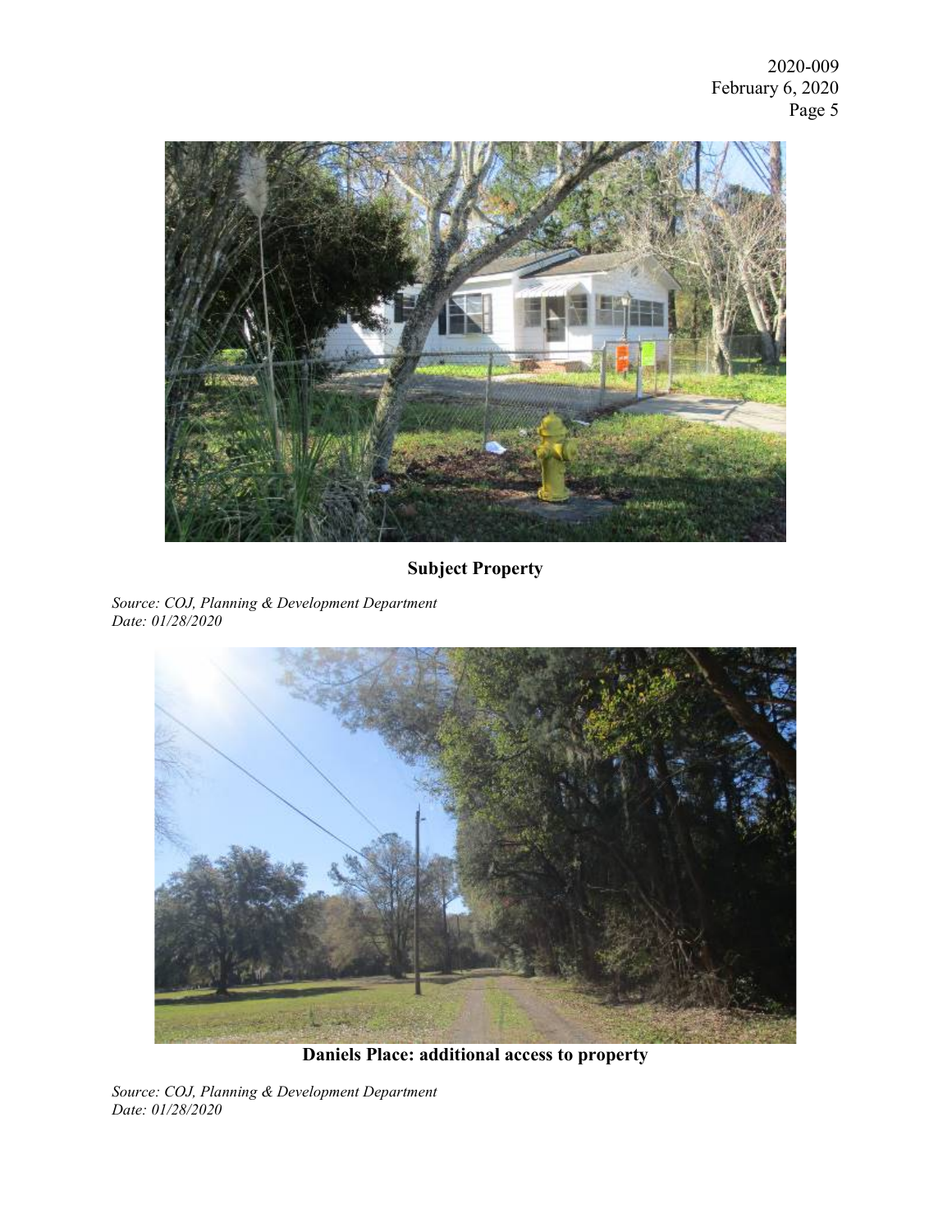**Subject Property**

*Source: COJ, Planning & Development Department*
*Date: 01/28/2020*

**Daniels Place: additional access to property**

*Source: COJ, Planning & Development Department*
*Date: 01/28/2020*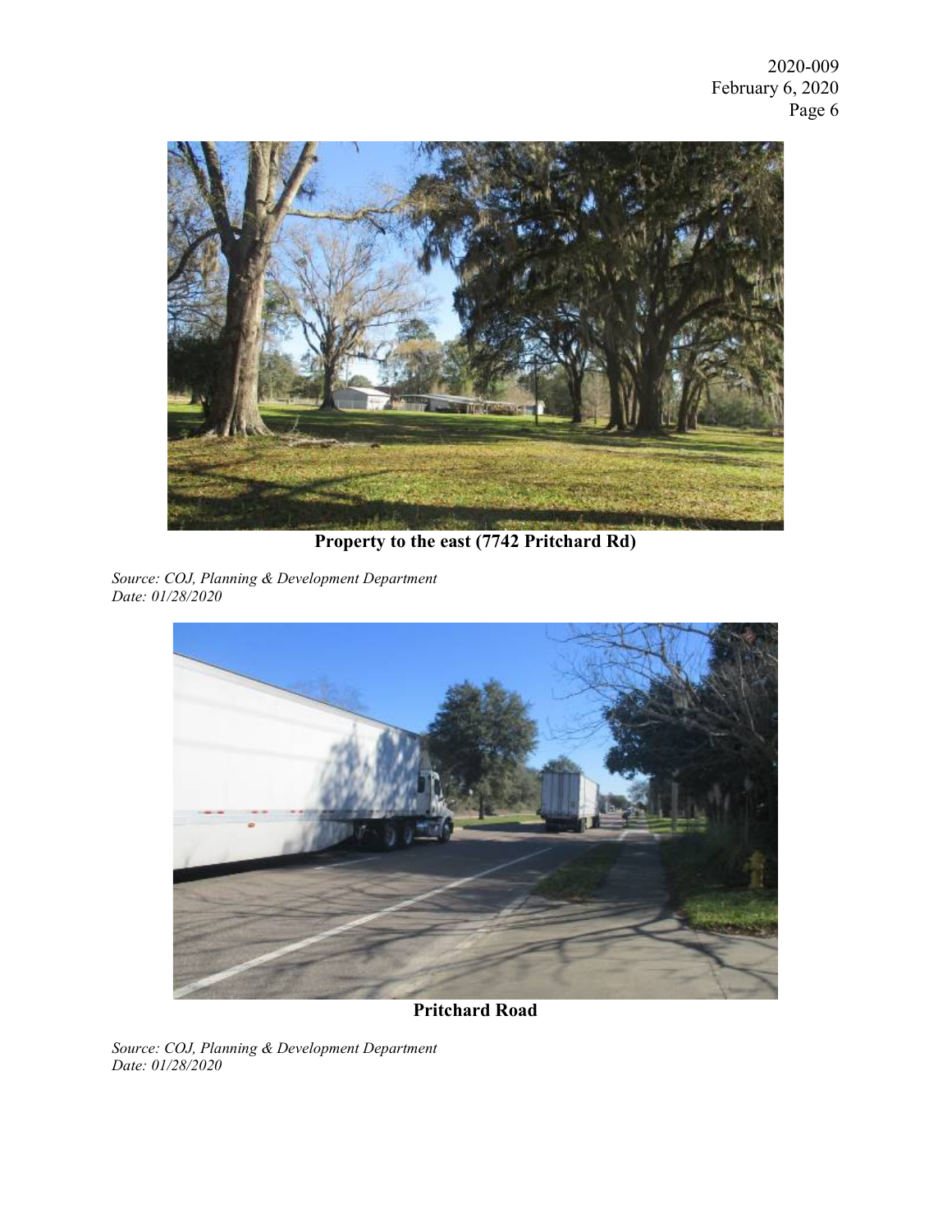**Property to the east (7742 Pritchard Rd)**

*Source: COJ, Planning & Development Department*
*Date: 01/28/2020*

**Pritchard Road**

*Source: COJ, Planning & Development Department*
*Date: 01/28/2020*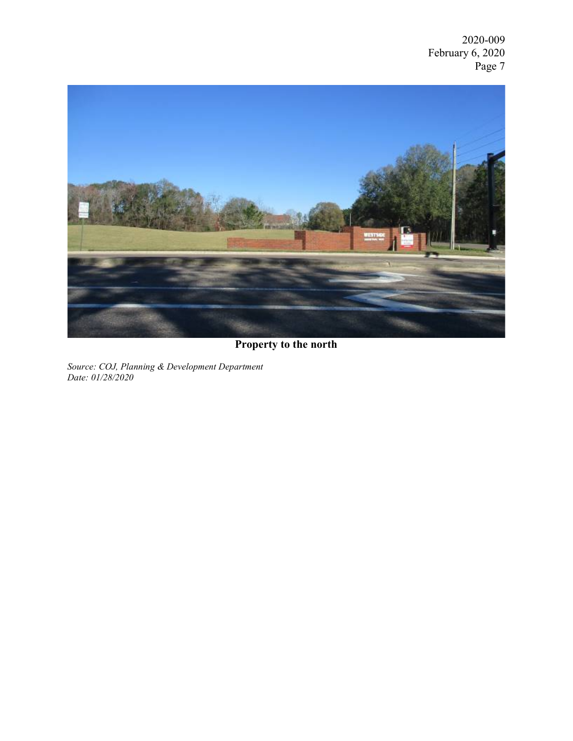**Property to the north**

*Source: COJ, Planning & Development Department*
*Date: 01/28/2020*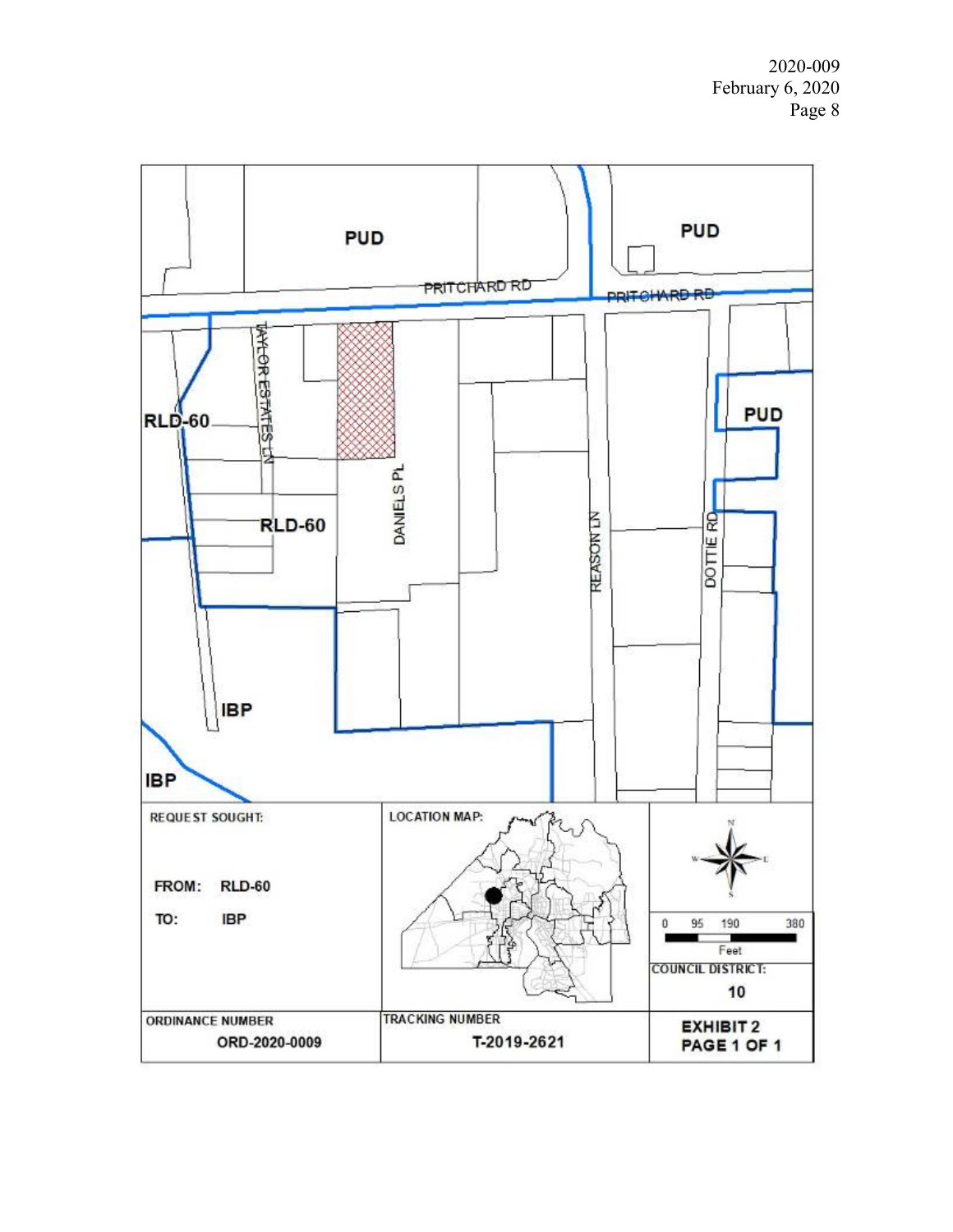PUD

PRITCHARD RD

PUD

PRITCHARD RD

TAYLOR ESTATES LN

RLD-60

PUD

RLD-60

DANIELS PL

REASON LN

DOTTIE RD

IBP

IBP

REQUEST SOUGHT:

FROM: RLD-60

TO: IBP

LOCATION MAP:

N

W

E

S

0 95 190 380

Feet

COUNCIL DISTRICT:

10

ORDINANCE NUMBER

ORD-2020-0009

TRACKING NUMBER

T-2019-2621

**EXHIBIT 2**
**PAGE 1 OF 1**